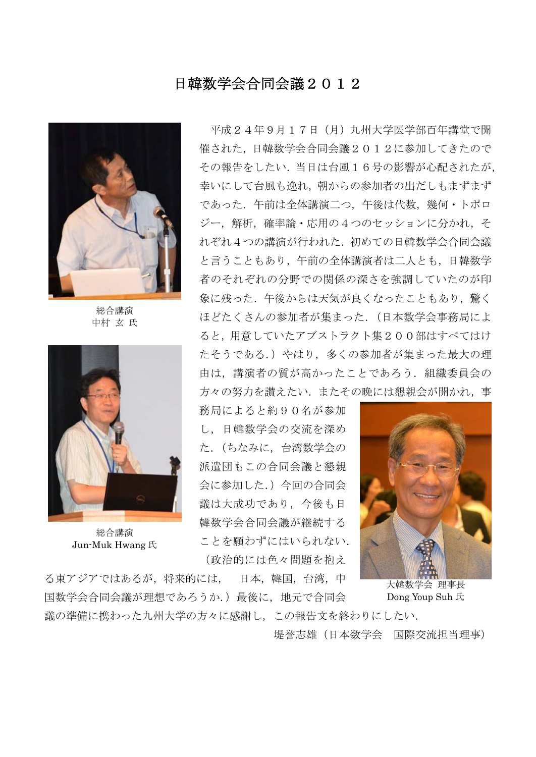# 日韓数学会合同会議２０１２

平成２４年９月１７日（月）九州大学医学部百年講堂で開催された，日韓数学会合同会議２０１２に参加してきたのでその報告をしたい．当日は台風１６号の影響が心配されたが，幸いにして台風も逸れ，朝からの参加者の出だしもまずまずであった．午前は全体講演二つ，午後は代数，幾何・トポロジー，解析，確率論・応用の４つのセッションに分かれ，それぞれ４つの講演が行われた．初めての日韓数学会合同会議と言うこともあり，午前の全体講演者は二人とも，日韓数学者のそれぞれの分野での関係の深さを強調していたのが印象に残った．午後からは天気が良くなったこともあり，驚くほどたくさんの参加者が集まった．（日本数学会事務局によると，用意していたアブストラクト集２００部はすべてはけたそうである.）やはり，多くの参加者が集まった最大の理由は，講演者の質が高かったことであろう．組織委員会の方々の努力を讃えたい．またその晩には懇親会が開かれ，事務局によると約９０名が参加し，日韓数学会の交流を深めた．（ちなみに，台湾数学会の派遣団もこの合同会議と懇親会に参加した.）今回の合同会議は大成功であり，今後も日韓数学会合同会議が継続することを願わずにはいられない．（政治的には色々問題を抱える東アジアではあるが，将来的には，　日本，韓国，台湾，中国数学会合同会議が理想であろうか.）最後に，地元で合同会議の準備に携わった九州大学の方々に感謝し，この報告文を終わりにしたい．

総合講演
中村 玄 氏

総合講演
Jun-Muk Hwang 氏

大韓数学会 理事長
Dong Youp Suh 氏

堤誉志雄（日本数学会　国際交流担当理事）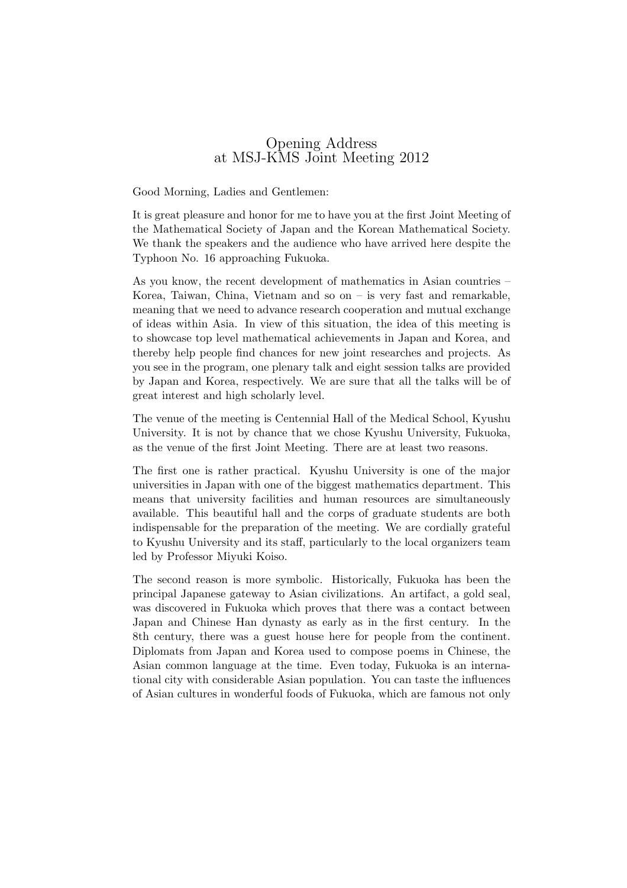# Opening Address
# at MSJ-KMS Joint Meeting 2012

Good Morning, Ladies and Gentlemen:

It is great pleasure and honor for me to have you at the first Joint Meeting of the Mathematical Society of Japan and the Korean Mathematical Society. We thank the speakers and the audience who have arrived here despite the Typhoon No. 16 approaching Fukuoka.

As you know, the recent development of mathematics in Asian countries – Korea, Taiwan, China, Vietnam and so on – is very fast and remarkable, meaning that we need to advance research cooperation and mutual exchange of ideas within Asia. In view of this situation, the idea of this meeting is to showcase top level mathematical achievements in Japan and Korea, and thereby help people find chances for new joint researches and projects. As you see in the program, one plenary talk and eight session talks are provided by Japan and Korea, respectively. We are sure that all the talks will be of great interest and high scholarly level.

The venue of the meeting is Centennial Hall of the Medical School, Kyushu University. It is not by chance that we chose Kyushu University, Fukuoka, as the venue of the first Joint Meeting. There are at least two reasons.

The first one is rather practical. Kyushu University is one of the major universities in Japan with one of the biggest mathematics department. This means that university facilities and human resources are simultaneously available. This beautiful hall and the corps of graduate students are both indispensable for the preparation of the meeting. We are cordially grateful to Kyushu University and its staff, particularly to the local organizers team led by Professor Miyuki Koiso.

The second reason is more symbolic. Historically, Fukuoka has been the principal Japanese gateway to Asian civilizations. An artifact, a gold seal, was discovered in Fukuoka which proves that there was a contact between Japan and Chinese Han dynasty as early as in the first century. In the 8th century, there was a guest house here for people from the continent. Diplomats from Japan and Korea used to compose poems in Chinese, the Asian common language at the time. Even today, Fukuoka is an international city with considerable Asian population. You can taste the influences of Asian cultures in wonderful foods of Fukuoka, which are famous not only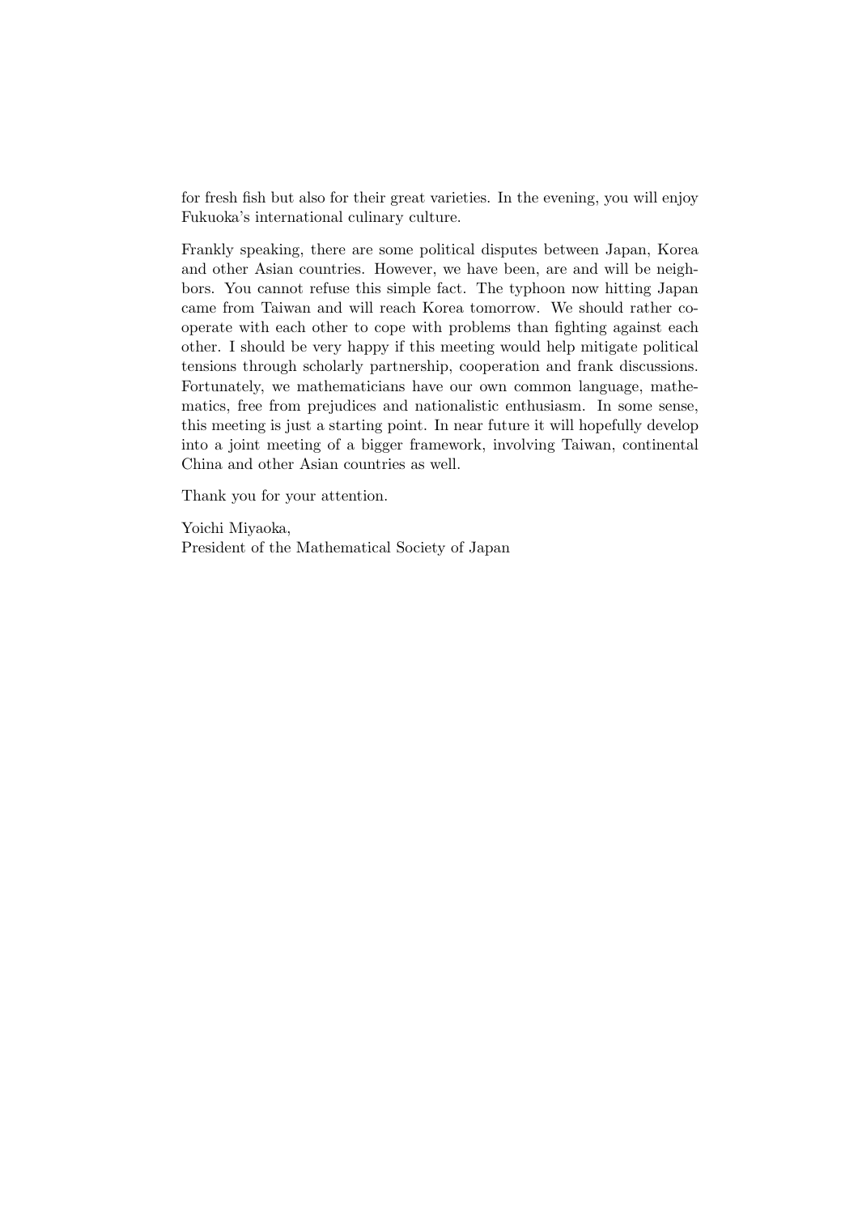for fresh fish but also for their great varieties. In the evening, you will enjoy Fukuoka's international culinary culture.

Frankly speaking, there are some political disputes between Japan, Korea and other Asian countries. However, we have been, are and will be neighbors. You cannot refuse this simple fact. The typhoon now hitting Japan came from Taiwan and will reach Korea tomorrow. We should rather cooperate with each other to cope with problems than fighting against each other. I should be very happy if this meeting would help mitigate political tensions through scholarly partnership, cooperation and frank discussions. Fortunately, we mathematicians have our own common language, mathematics, free from prejudices and nationalistic enthusiasm. In some sense, this meeting is just a starting point. In near future it will hopefully develop into a joint meeting of a bigger framework, involving Taiwan, continental China and other Asian countries as well.

Thank you for your attention.

Yoichi Miyaoka,
President of the Mathematical Society of Japan